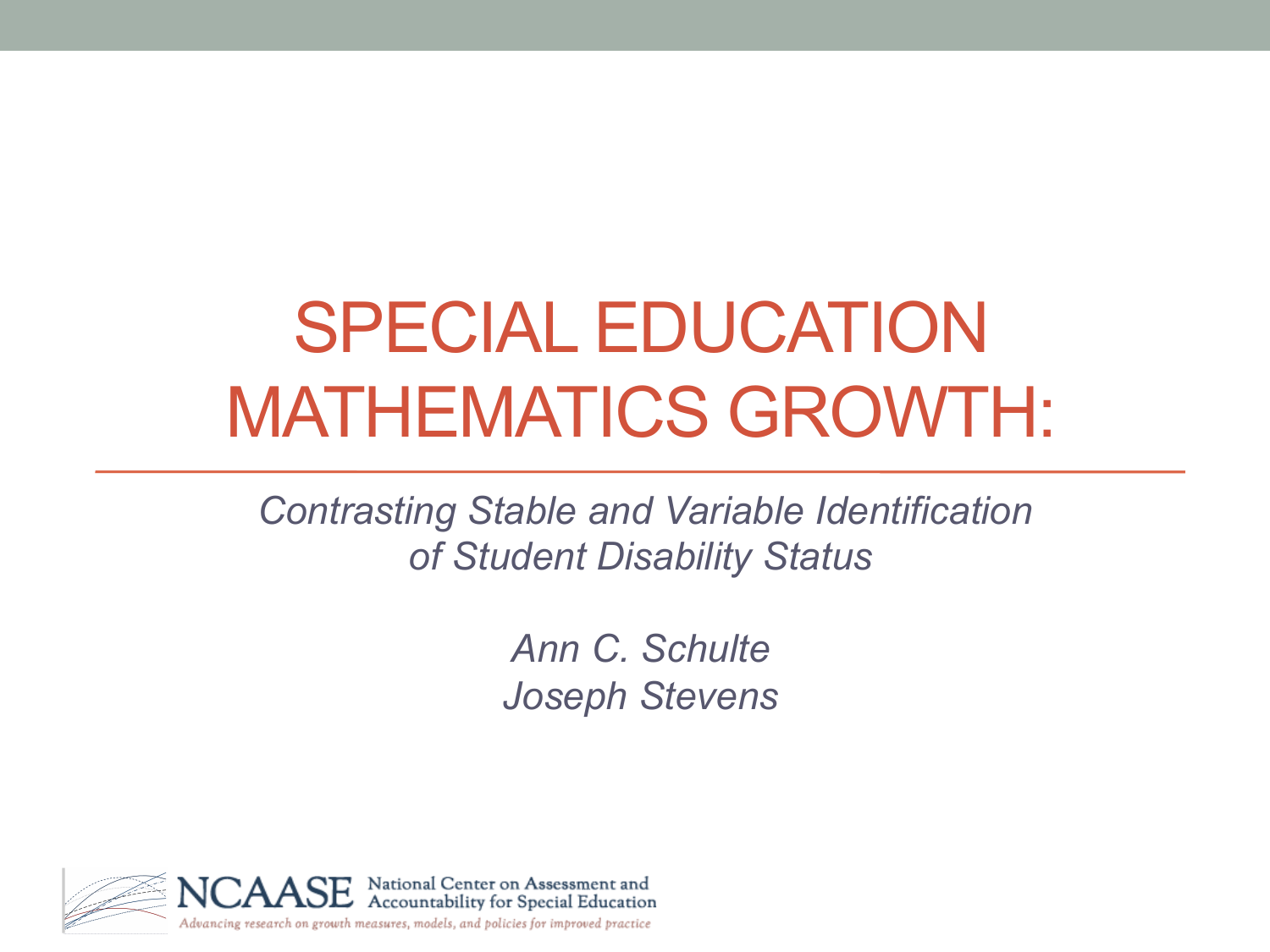# SPECIAL EDUCATION MATHEMATICS GROWTH:

*Contrasting Stable and Variable Identification of Student Disability Status*

*Ann C. Schulte*
*Joseph Stevens*

NCAASE National Center on Assessment and Accountability for Special Education

*Advancing research on growth measures, models, and policies for improved practice*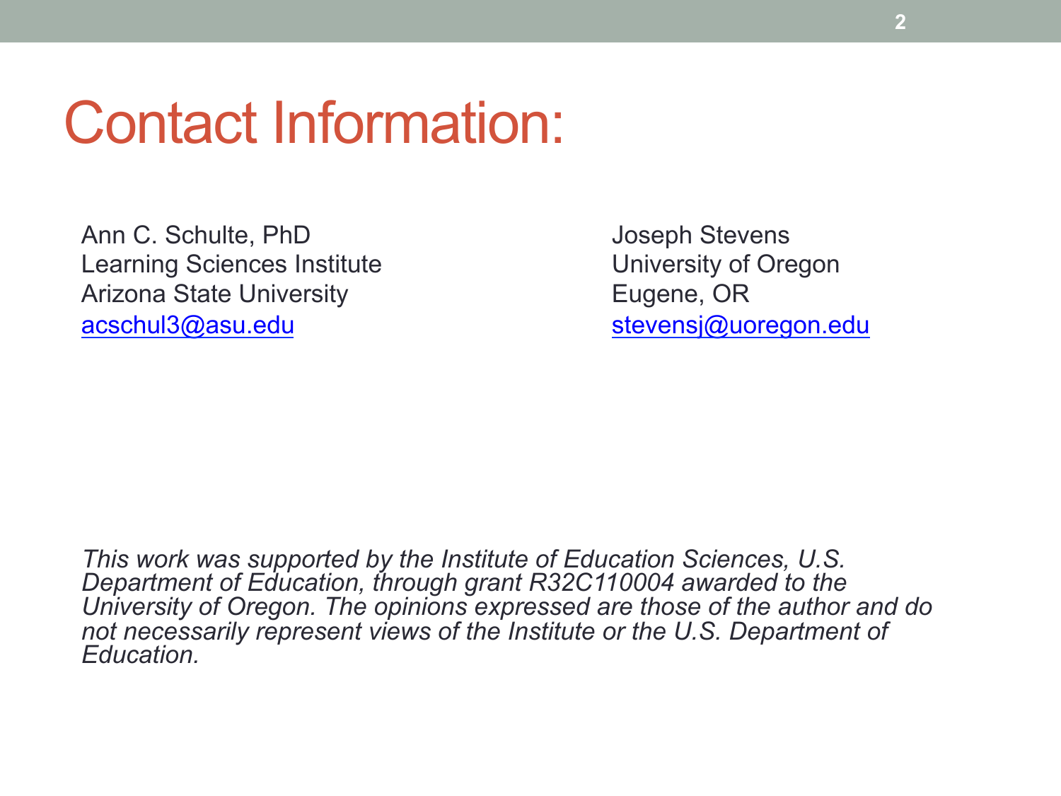# Contact Information:

Ann C. Schulte, PhD
Learning Sciences Institute
Arizona State University
acschul3@asu.edu

Joseph Stevens
University of Oregon
Eugene, OR
stevensj@uoregon.edu

*This work was supported by the Institute of Education Sciences, U.S. Department of Education, through grant R32C110004 awarded to the University of Oregon. The opinions expressed are those of the author and do not necessarily represent views of the Institute or the U.S. Department of Education.*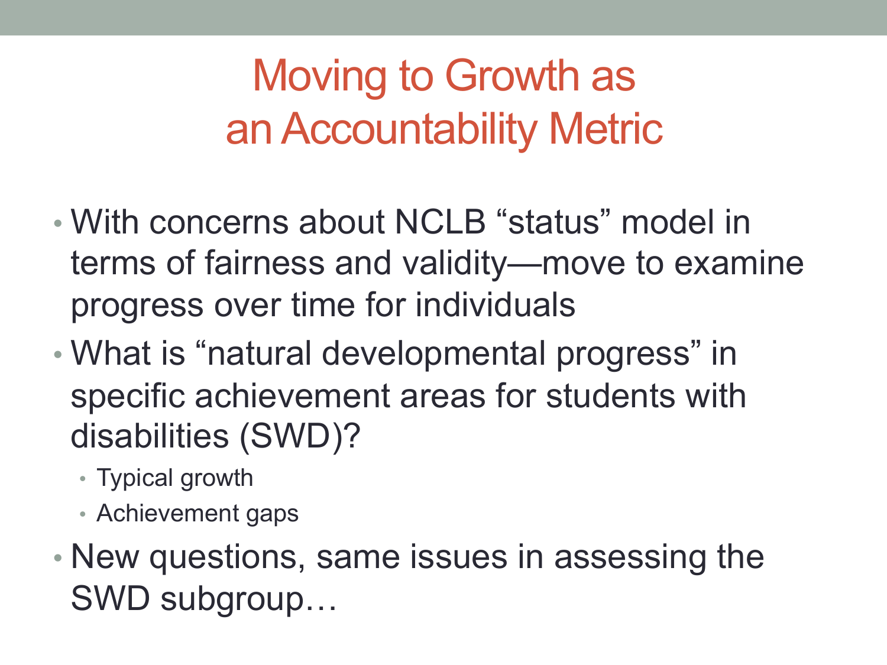# Moving to Growth as an Accountability Metric

- With concerns about NCLB “status” model in terms of fairness and validity—move to examine progress over time for individuals
- What is “natural developmental progress” in specific achievement areas for students with disabilities (SWD)?
  - Typical growth
  - Achievement gaps
- New questions, same issues in assessing the SWD subgroup…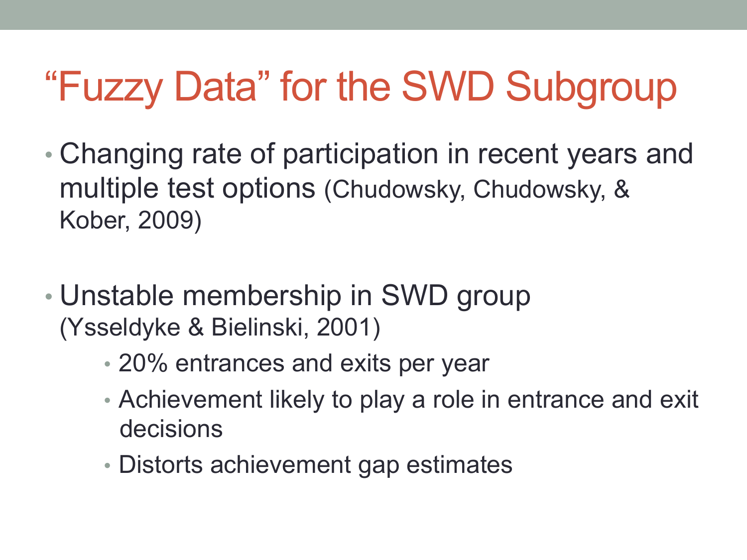# "Fuzzy Data" for the SWD Subgroup

- Changing rate of participation in recent years and multiple test options (Chudowsky, Chudowsky, & Kober, 2009)
- Unstable membership in SWD group (Ysseldyke & Bielinski, 2001)
  - 20% entrances and exits per year
  - Achievement likely to play a role in entrance and exit decisions
  - Distorts achievement gap estimates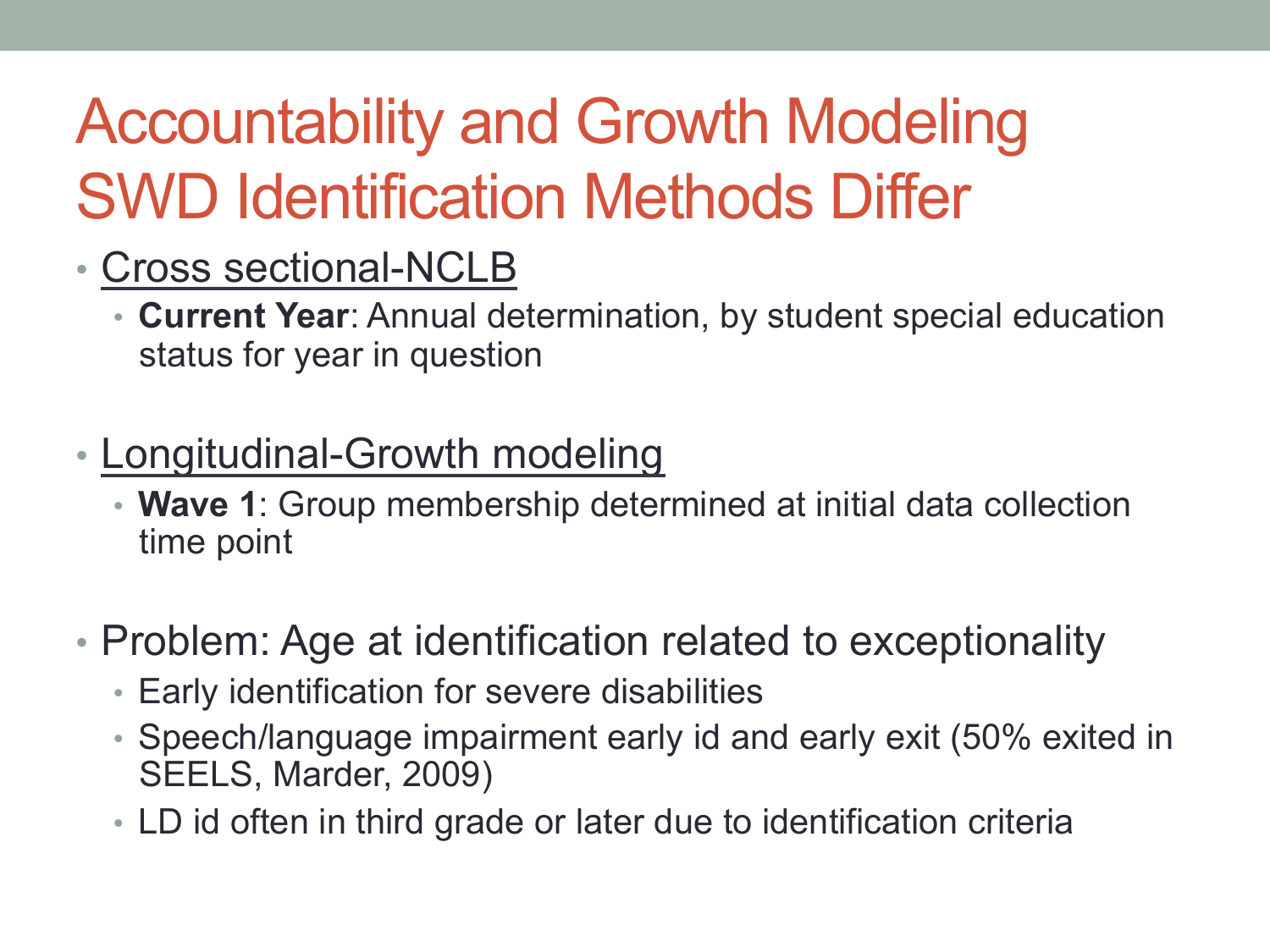# Accountability and Growth Modeling SWD Identification Methods Differ

- Cross sectional-NCLB
  - **Current Year**: Annual determination, by student special education status for year in question

- Longitudinal-Growth modeling
  - **Wave 1**: Group membership determined at initial data collection time point

- Problem: Age at identification related to exceptionality
  - Early identification for severe disabilities
  - Speech/language impairment early id and early exit (50% exited in SEELS, Marder, 2009)
  - LD id often in third grade or later due to identification criteria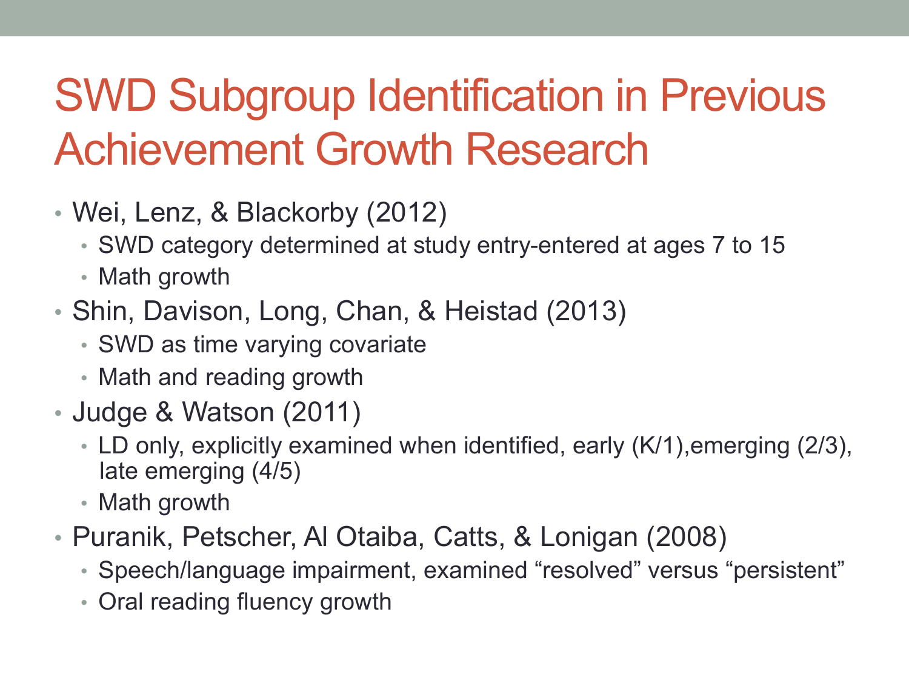# SWD Subgroup Identification in Previous Achievement Growth Research

- Wei, Lenz, & Blackorby (2012)
  - SWD category determined at study entry-entered at ages 7 to 15
  - Math growth
- Shin, Davison, Long, Chan, & Heistad (2013)
  - SWD as time varying covariate
  - Math and reading growth
- Judge & Watson (2011)
  - LD only, explicitly examined when identified, early (K/1),emerging (2/3), late emerging (4/5)
  - Math growth
- Puranik, Petscher, Al Otaiba, Catts, & Lonigan (2008)
  - Speech/language impairment, examined “resolved” versus “persistent”
  - Oral reading fluency growth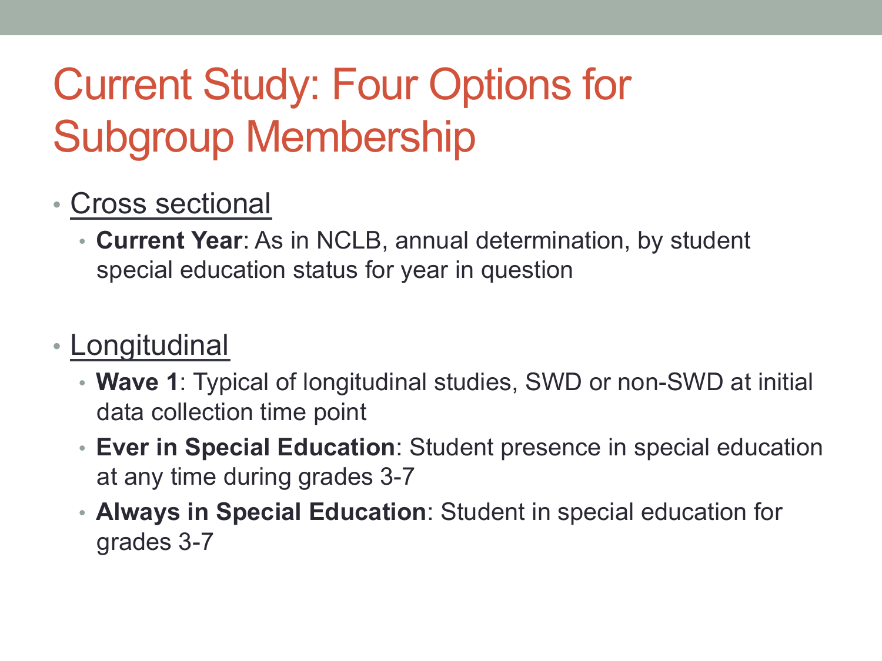# Current Study: Four Options for Subgroup Membership

- Cross sectional
  - **Current Year**: As in NCLB, annual determination, by student special education status for year in question

- Longitudinal
  - **Wave 1**: Typical of longitudinal studies, SWD or non-SWD at initial data collection time point
  - **Ever in Special Education**: Student presence in special education at any time during grades 3-7
  - **Always in Special Education**: Student in special education for grades 3-7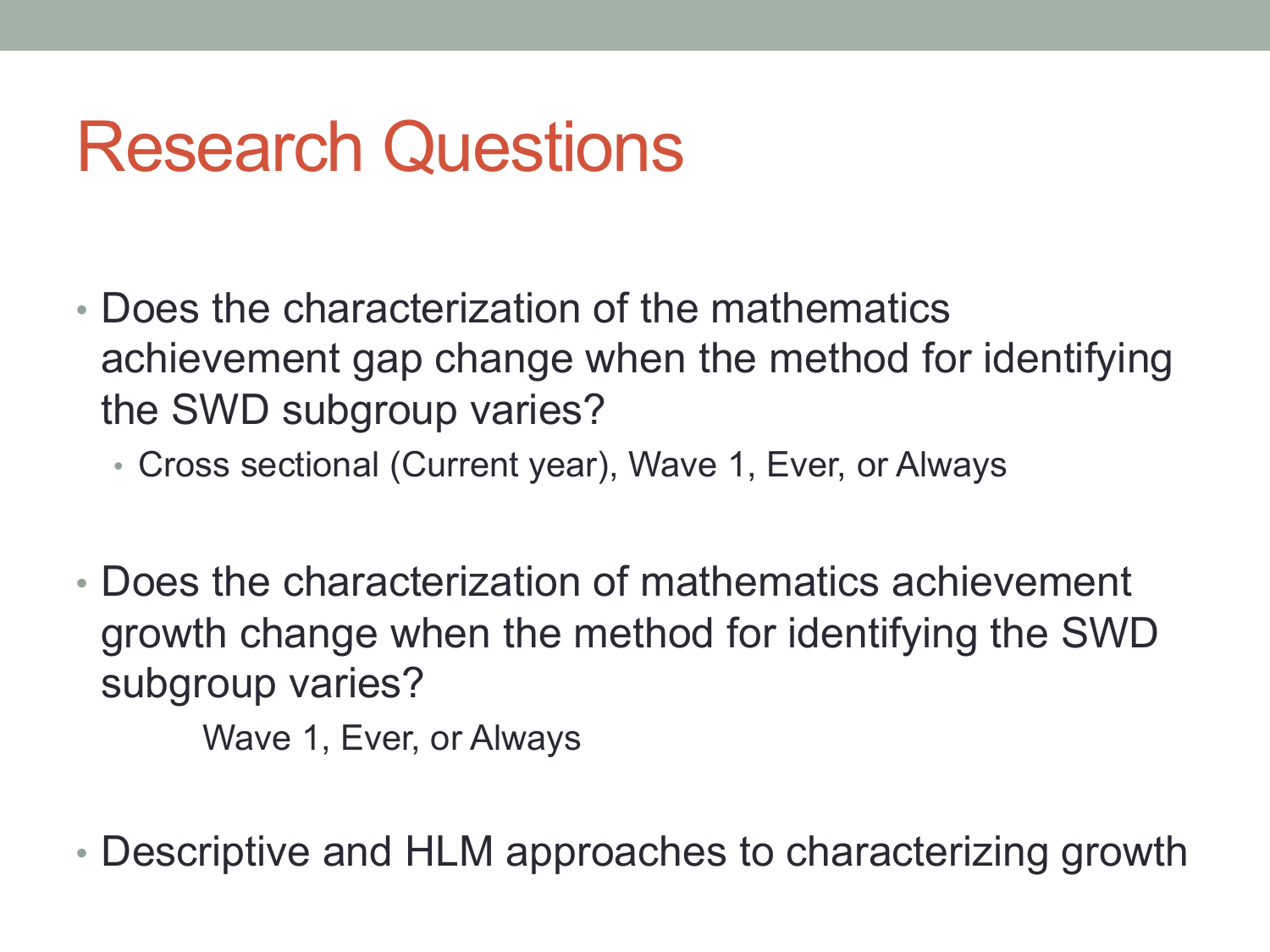# Research Questions

- Does the characterization of the mathematics achievement gap change when the method for identifying the SWD subgroup varies?
  - Cross sectional (Current year), Wave 1, Ever, or Always

- Does the characterization of mathematics achievement growth change when the method for identifying the SWD subgroup varies?

  Wave 1, Ever, or Always

- Descriptive and HLM approaches to characterizing growth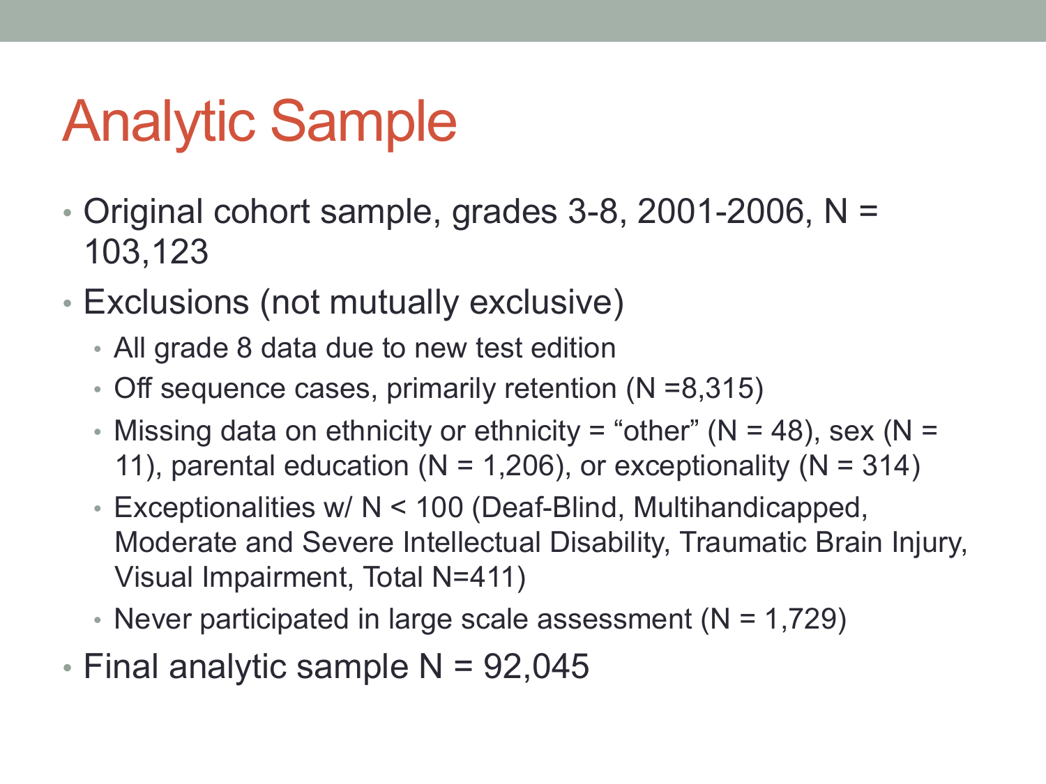# Analytic Sample

- Original cohort sample, grades 3-8, 2001-2006, N = 103,123
- Exclusions (not mutually exclusive)
  - All grade 8 data due to new test edition
  - Off sequence cases, primarily retention (N =8,315)
  - Missing data on ethnicity or ethnicity = "other" (N = 48), sex (N = 11), parental education (N = 1,206), or exceptionality (N = 314)
  - Exceptionalities w/ N < 100 (Deaf-Blind, Multihandicapped, Moderate and Severe Intellectual Disability, Traumatic Brain Injury, Visual Impairment, Total N=411)
  - Never participated in large scale assessment (N = 1,729)
- Final analytic sample N = 92,045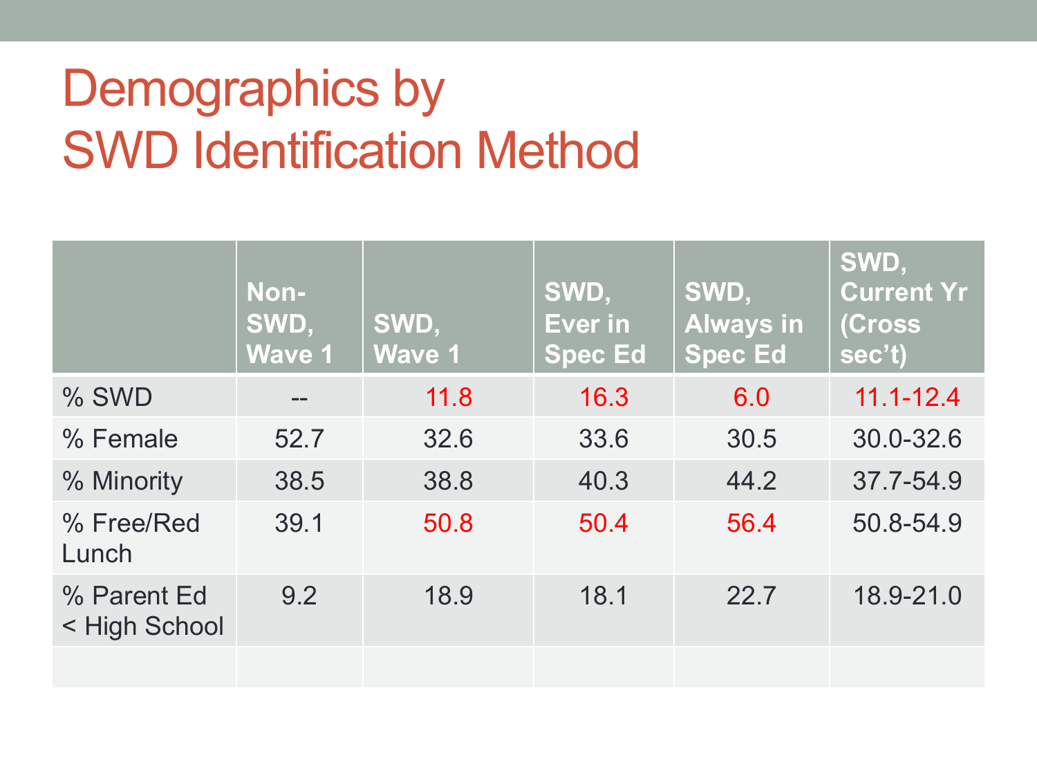# Demographics by SWD Identification Method

| | Non-SWD, Wave 1 | SWD, Wave 1 | SWD, Ever in Spec Ed | SWD, Always in Spec Ed | SWD, Current Yr (Cross sec't) |
|---|---|---|---|---|---|
| % SWD | -- | 11.8 | 16.3 | 6.0 | 11.1-12.4 |
| % Female | 52.7 | 32.6 | 33.6 | 30.5 | 30.0-32.6 |
| % Minority | 38.5 | 38.8 | 40.3 | 44.2 | 37.7-54.9 |
| % Free/Red Lunch | 39.1 | 50.8 | 50.4 | 56.4 | 50.8-54.9 |
| % Parent Ed < High School | 9.2 | 18.9 | 18.1 | 22.7 | 18.9-21.0 |
| | | | | | |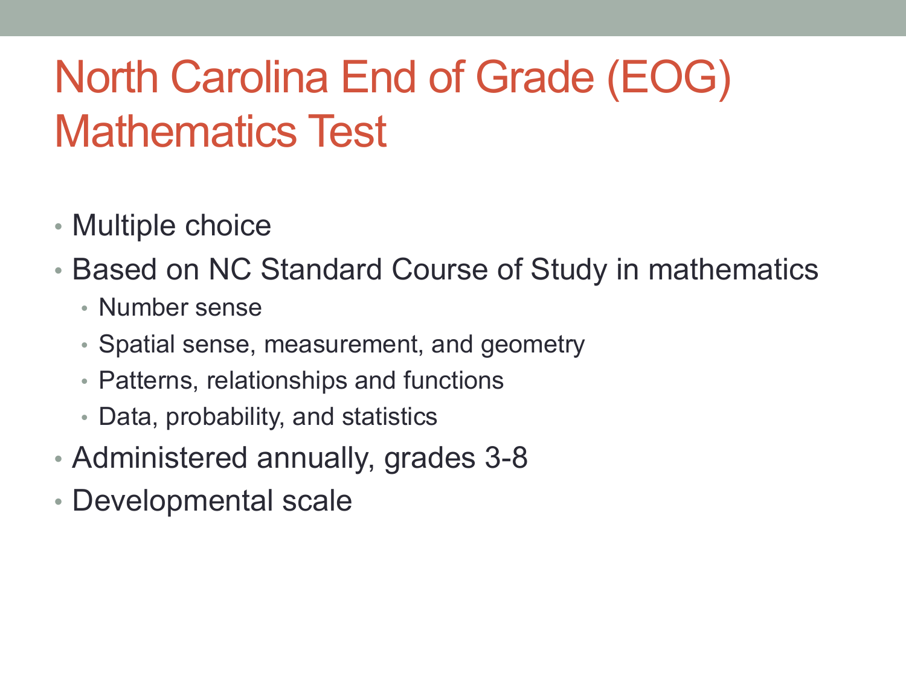# North Carolina End of Grade (EOG) Mathematics Test

- Multiple choice
- Based on NC Standard Course of Study in mathematics
  - Number sense
  - Spatial sense, measurement, and geometry
  - Patterns, relationships and functions
  - Data, probability, and statistics
- Administered annually, grades 3-8
- Developmental scale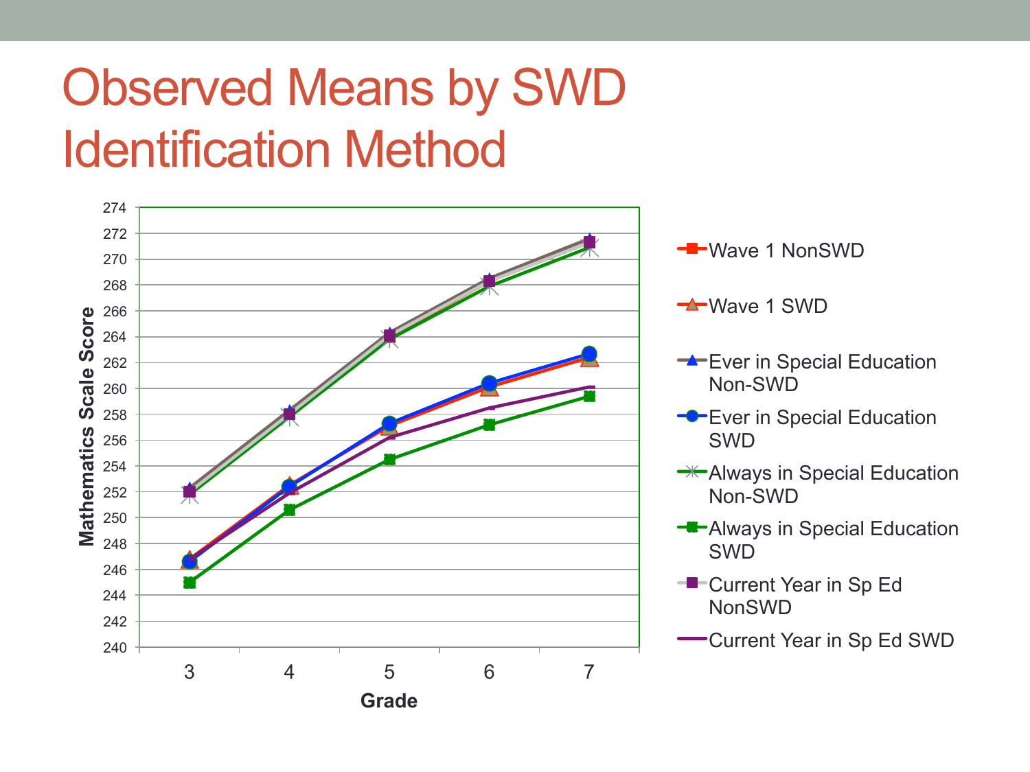# Observed Means by SWD Identification Method

Mathematics Scale Score

274
272
270
268
266
264
262
260
258
256
254
252
250
248
246
244
242
240

3 4 5 6 7

Grade

- Wave 1 NonSWD
- Wave 1 SWD
- Ever in Special Education Non-SWD
- Ever in Special Education SWD
- Always in Special Education Non-SWD
- Always in Special Education SWD
- Current Year in Sp Ed NonSWD
- Current Year in Sp Ed SWD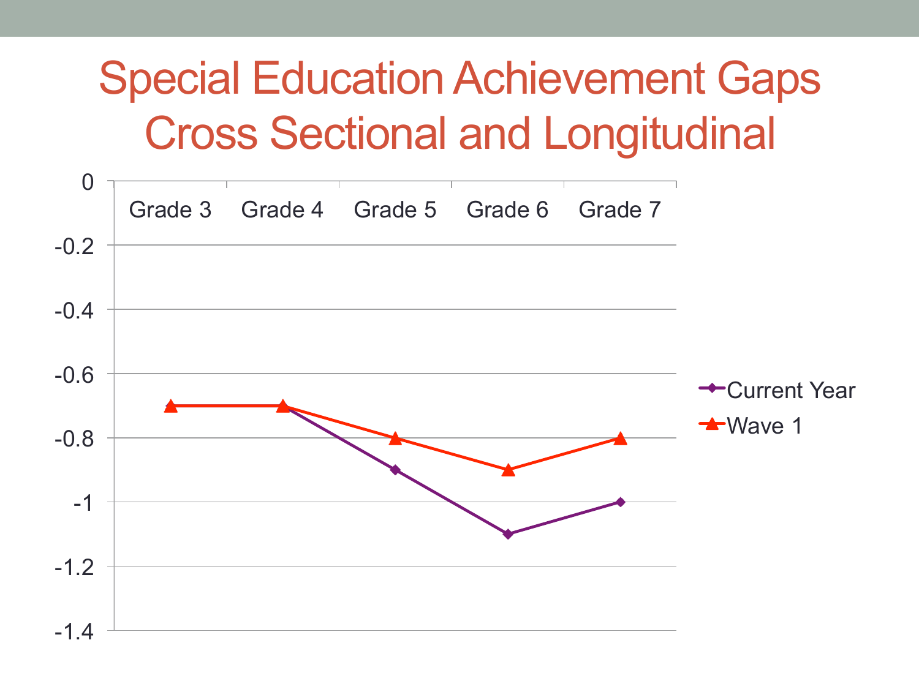# Special Education Achievement Gaps Cross Sectional and Longitudinal

| | Grade 3 | Grade 4 | Grade 5 | Grade 6 | Grade 7 |
|---|---|---|---|---|---|
| Current Year | -0.7 | -0.7 | -0.9 | -1.1 | -1 |
| Wave 1 | -0.7 | -0.7 | -0.8 | -0.9 | -0.8 |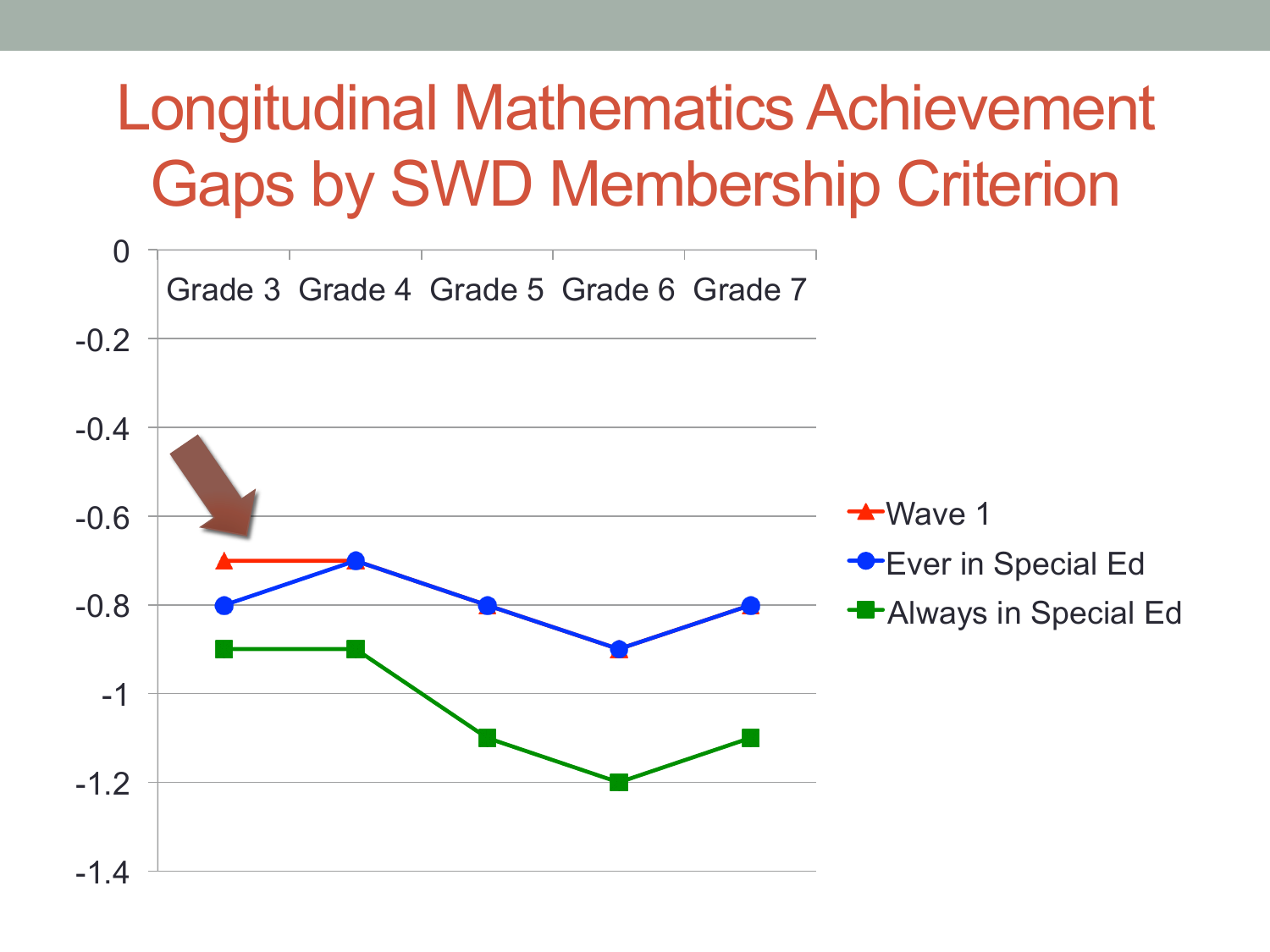# Longitudinal Mathematics Achievement Gaps by SWD Membership Criterion

| | Grade 3 | Grade 4 | Grade 5 | Grade 6 | Grade 7 |
|---|---|---|---|---|---|
| Wave 1 | -0.7 | -0.7 | -0.8 | -0.9 | -0.8 |
| Ever in Special Ed | -0.8 | -0.7 | -0.8 | -0.9 | -0.8 |
| Always in Special Ed | -0.9 | -0.9 | -1.1 | -1.2 | -1.1 |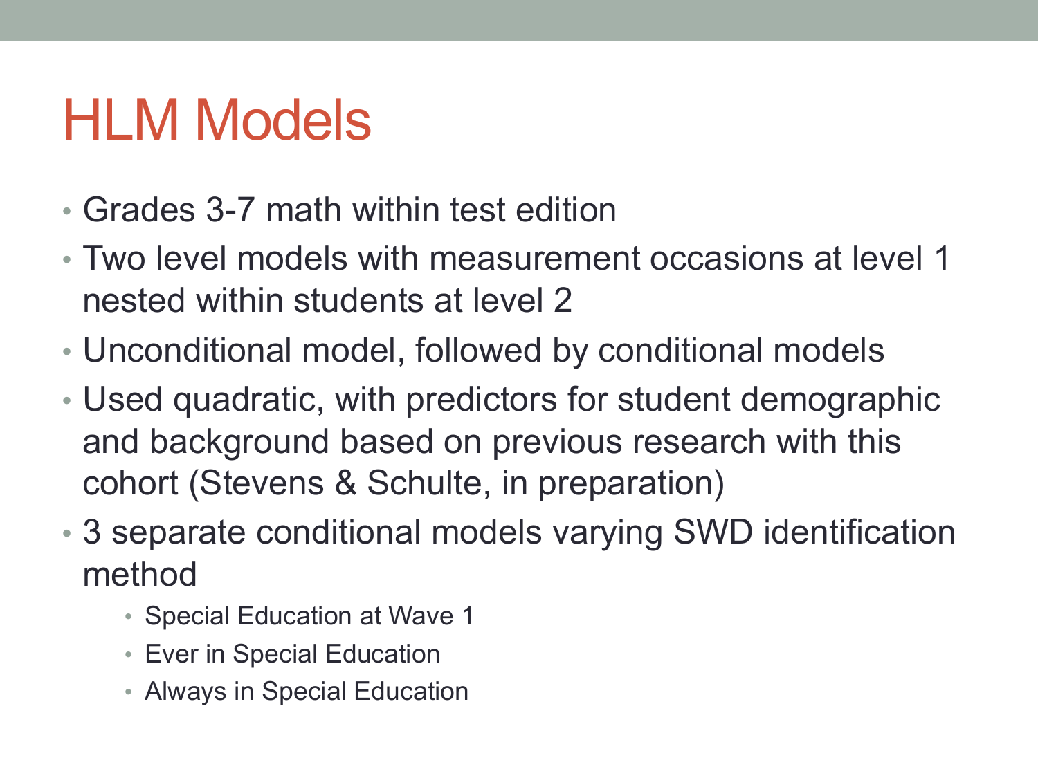# HLM Models

- Grades 3-7 math within test edition
- Two level models with measurement occasions at level 1 nested within students at level 2
- Unconditional model, followed by conditional models
- Used quadratic, with predictors for student demographic and background based on previous research with this cohort (Stevens & Schulte, in preparation)
- 3 separate conditional models varying SWD identification method
    - Special Education at Wave 1
    - Ever in Special Education
    - Always in Special Education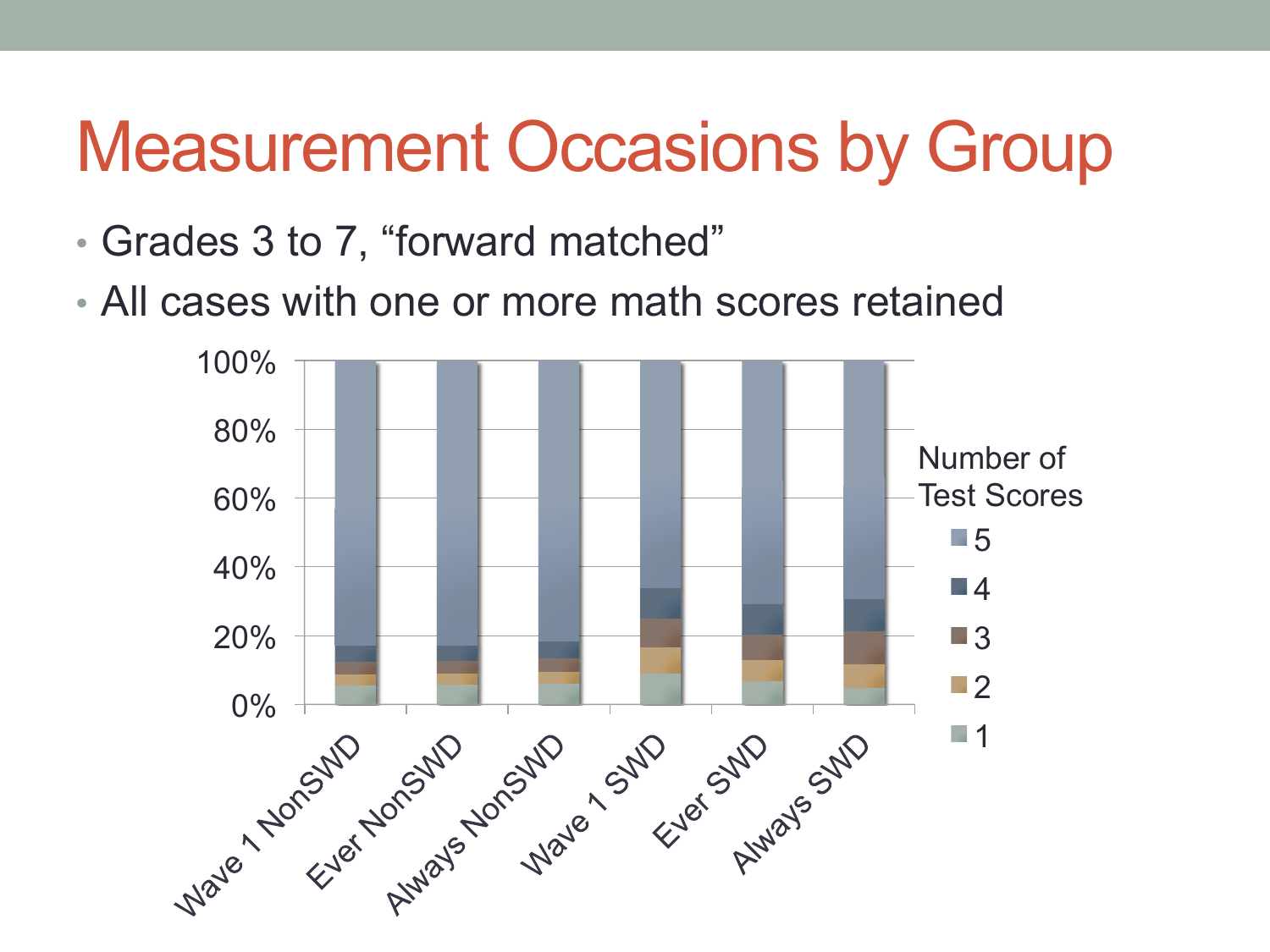# Measurement Occasions by Group

- Grades 3 to 7, "forward matched"
- All cases with one or more math scores retained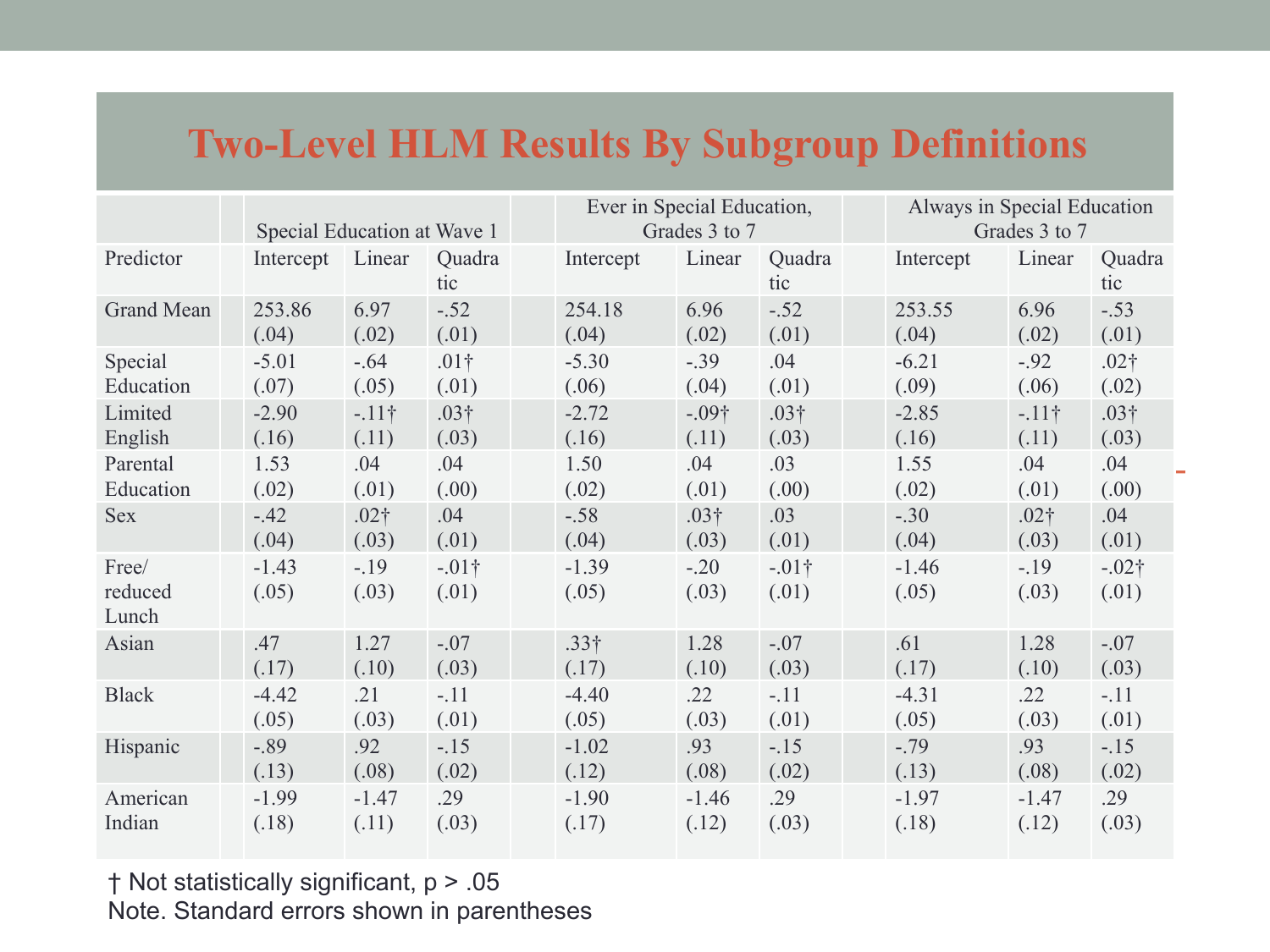# Two-Level HLM Results By Subgroup Definitions

| | Special Education at Wave 1 | | | Ever in Special Education, Grades 3 to 7 | | | Always in Special Education Grades 3 to 7 | | |
|---|---|---|---|---|---|---|---|---|---|
| Predictor | Intercept | Linear | Quadratic | Intercept | Linear | Quadratic | Intercept | Linear | Quadratic |
| Grand Mean | 253.86 (.04) | 6.97 (.02) | -.52 (.01) | 254.18 (.04) | 6.96 (.02) | -.52 (.01) | 253.55 (.04) | 6.96 (.02) | -.53 (.01) |
| Special Education | -5.01 (.07) | -.64 (.05) | .01† (.01) | -5.30 (.06) | -.39 (.04) | .04 (.01) | -6.21 (.09) | -.92 (.06) | .02† (.02) |
| Limited English | -2.90 (.16) | -.11† (.11) | .03† (.03) | -2.72 (.16) | -.09† (.11) | .03† (.03) | -2.85 (.16) | -.11† (.11) | .03† (.03) |
| Parental Education | 1.53 (.02) | .04 (.01) | .04 (.00) | 1.50 (.02) | .04 (.01) | .03 (.00) | 1.55 (.02) | .04 (.01) | .04 (.00) |
| Sex | -.42 (.04) | .02† (.03) | .04 (.01) | -.58 (.04) | .03† (.03) | .03 (.01) | -.30 (.04) | .02† (.03) | .04 (.01) |
| Free/ reduced Lunch | -1.43 (.05) | -.19 (.03) | -.01† (.01) | -1.39 (.05) | -.20 (.03) | -.01† (.01) | -1.46 (.05) | -.19 (.03) | -.02† (.01) |
| Asian | .47 (.17) | 1.27 (.10) | -.07 (.03) | .33† (.17) | 1.28 (.10) | -.07 (.03) | .61 (.17) | 1.28 (.10) | -.07 (.03) |
| Black | -4.42 (.05) | .21 (.03) | -.11 (.01) | -4.40 (.05) | .22 (.03) | -.11 (.01) | -4.31 (.05) | .22 (.03) | -.11 (.01) |
| Hispanic | -.89 (.13) | .92 (.08) | -.15 (.02) | -1.02 (.12) | .93 (.08) | -.15 (.02) | -.79 (.13) | .93 (.08) | -.15 (.02) |
| American Indian | -1.99 (.18) | -1.47 (.11) | .29 (.03) | -1.90 (.17) | -1.46 (.12) | .29 (.03) | -1.97 (.18) | -1.47 (.12) | .29 (.03) |

† Not statistically significant, $p > .05$

Note. Standard errors shown in parentheses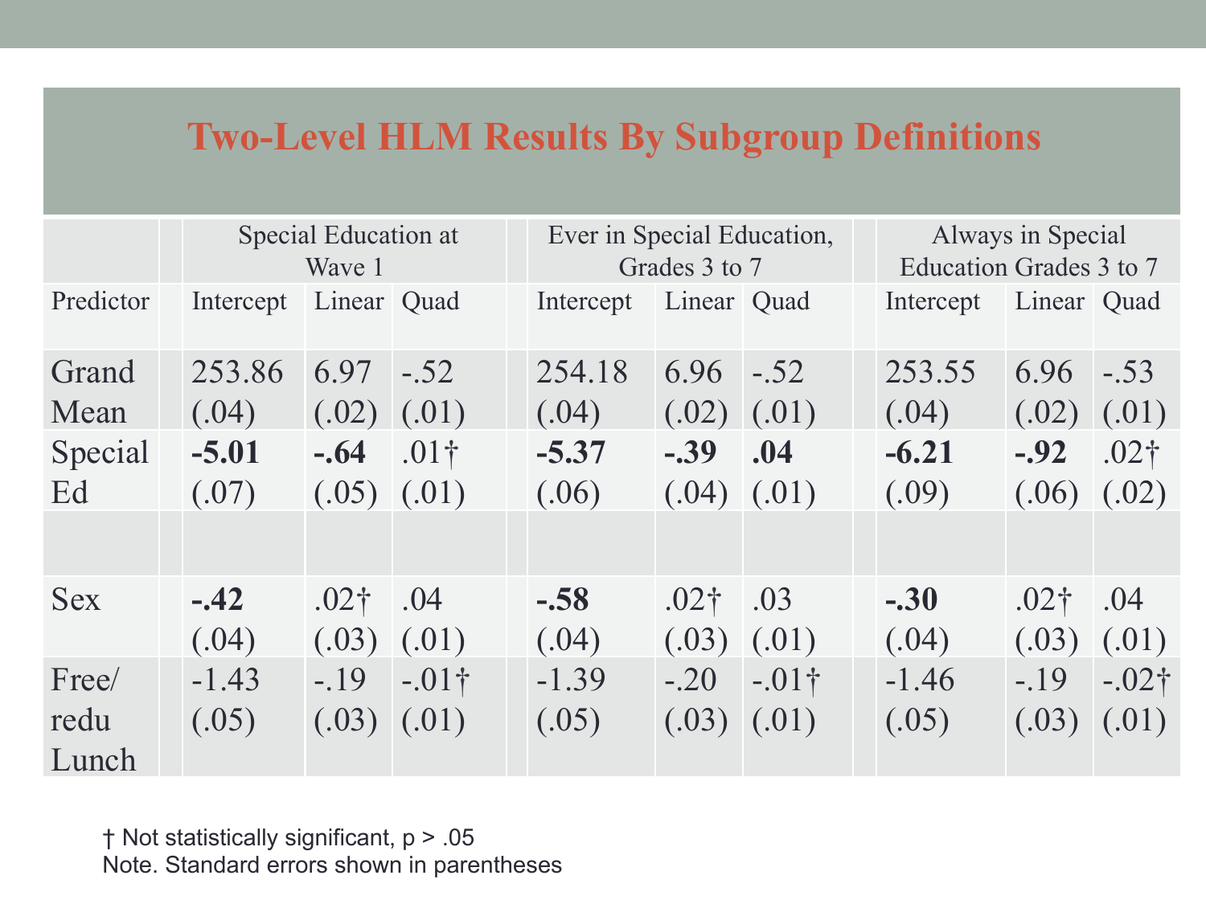# Two-Level HLM Results By Subgroup Definitions

| Predictor | Special Education at Wave 1 | | | Ever in Special Education, Grades 3 to 7 | | | Always in Special Education Grades 3 to 7 | | |
|---|---|---|---|---|---|---|---|---|---|
| | Intercept | Linear | Quad | Intercept | Linear | Quad | Intercept | Linear | Quad |
| Grand Mean | 253.86 (.04) | 6.97 (.02) | -.52 (.01) | 254.18 (.04) | 6.96 (.02) | -.52 (.01) | 253.55 (.04) | 6.96 (.02) | -.53 (.01) |
| Special Ed | **-5.01** (.07) | **-.64** (.05) | .01† (.01) | **-5.37** (.06) | **-.39** (.04) | **.04** (.01) | **-6.21** (.09) | **-.92** (.06) | .02† (.02) |
| | | | | | | | | | |
| Sex | **-.42** (.04) | .02† (.03) | .04 (.01) | **-.58** (.04) | .02† (.03) | .03 (.01) | **-.30** (.04) | .02† (.03) | .04 (.01) |
| Free/redu Lunch | -1.43 (.05) | -.19 (.03) | -.01† (.01) | -1.39 (.05) | -.20 (.03) | -.01† (.01) | -1.46 (.05) | -.19 (.03) | -.02† (.01) |

† Not statistically significant, $p > .05$

Note. Standard errors shown in parentheses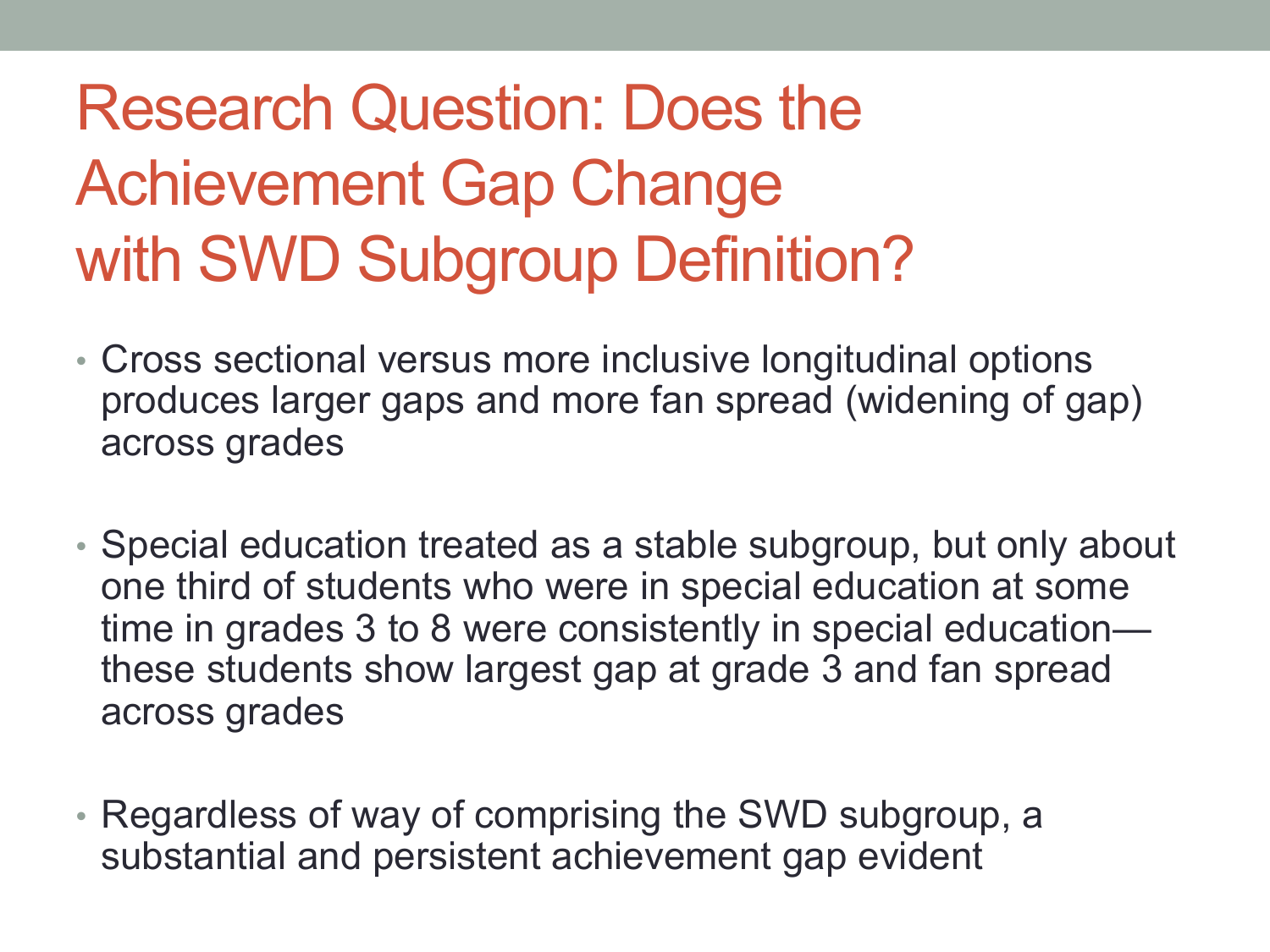# Research Question: Does the Achievement Gap Change with SWD Subgroup Definition?

- Cross sectional versus more inclusive longitudinal options produces larger gaps and more fan spread (widening of gap) across grades

- Special education treated as a stable subgroup, but only about one third of students who were in special education at some time in grades 3 to 8 were consistently in special education—these students show largest gap at grade 3 and fan spread across grades

- Regardless of way of comprising the SWD subgroup, a substantial and persistent achievement gap evident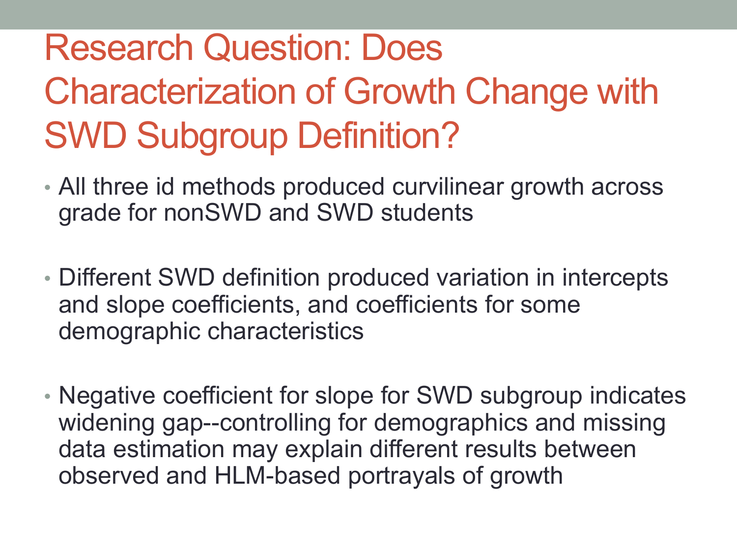# Research Question: Does Characterization of Growth Change with SWD Subgroup Definition?

- All three id methods produced curvilinear growth across grade for nonSWD and SWD students
- Different SWD definition produced variation in intercepts and slope coefficients, and coefficients for some demographic characteristics
- Negative coefficient for slope for SWD subgroup indicates widening gap--controlling for demographics and missing data estimation may explain different results between observed and HLM-based portrayals of growth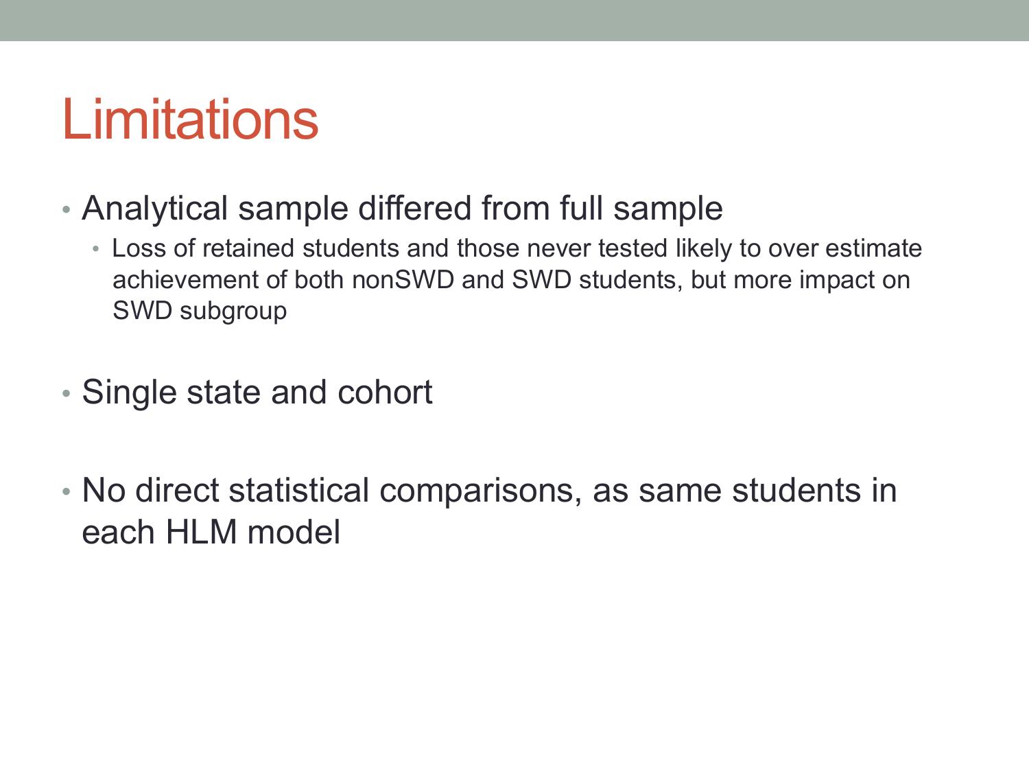# Limitations

- Analytical sample differed from full sample
  - Loss of retained students and those never tested likely to over estimate achievement of both nonSWD and SWD students, but more impact on SWD subgroup
- Single state and cohort
- No direct statistical comparisons, as same students in each HLM model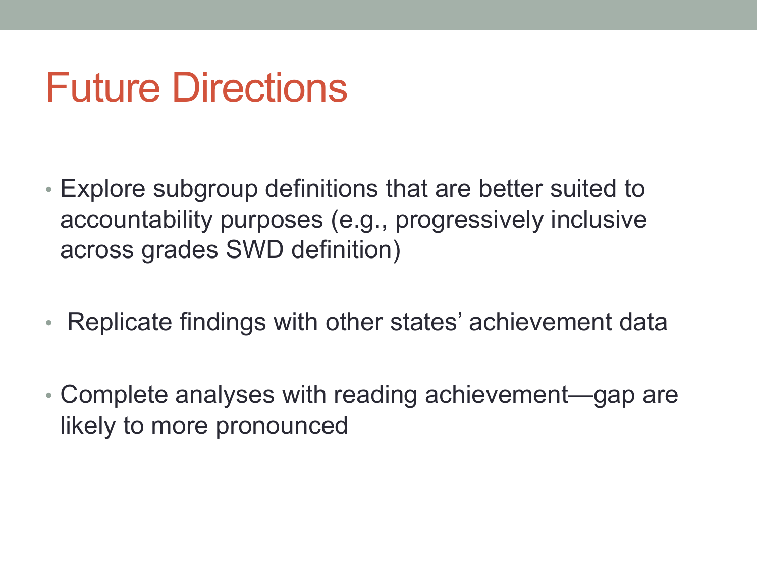# Future Directions

- Explore subgroup definitions that are better suited to accountability purposes (e.g., progressively inclusive across grades SWD definition)
- Replicate findings with other states' achievement data
- Complete analyses with reading achievement—gap are likely to more pronounced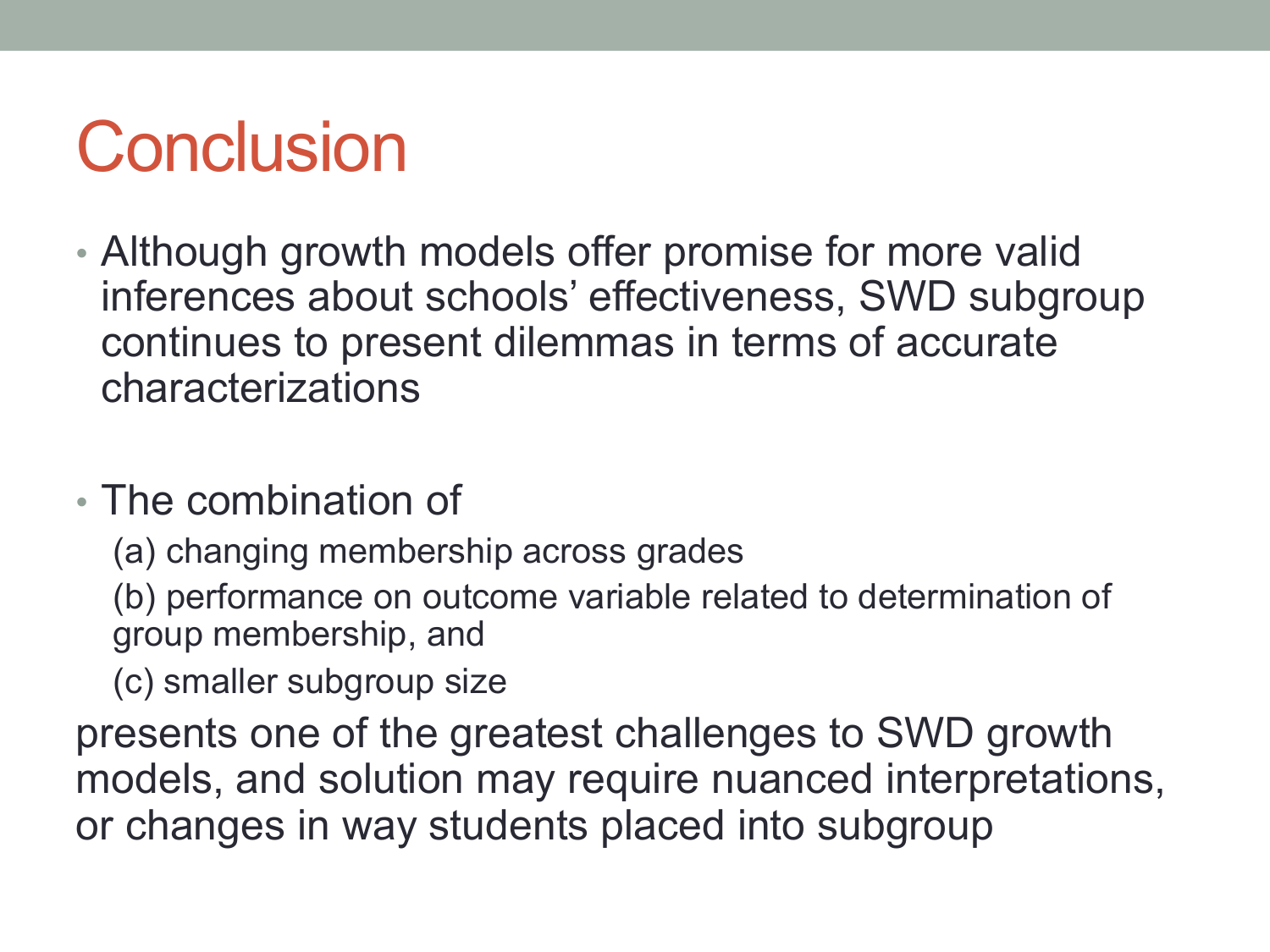# Conclusion

- Although growth models offer promise for more valid inferences about schools' effectiveness, SWD subgroup continues to present dilemmas in terms of accurate characterizations

- The combination of

  (a) changing membership across grades

  (b) performance on outcome variable related to determination of group membership, and

  (c) smaller subgroup size

presents one of the greatest challenges to SWD growth models, and solution may require nuanced interpretations, or changes in way students placed into subgroup